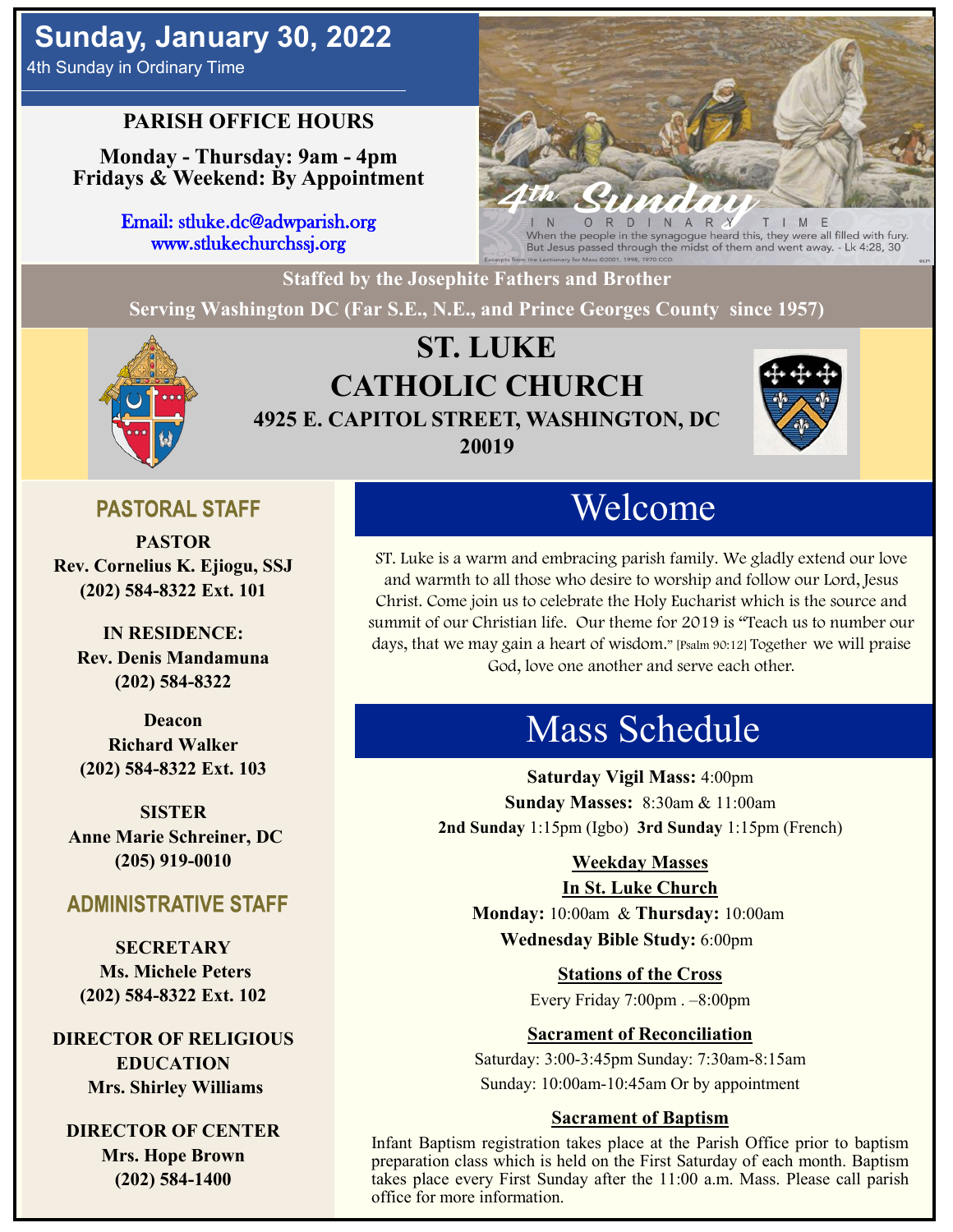# Sunday, January 30, 2022

4th Sunday in Ordinary Time

**PARISH OFFICE HOURS**

**Monday - Thursday: 9am - 4pm**
**Fridays & Weekend: By Appointment**

Email: stluke.dc@adwparish.org
www.stlukechurchssj.org

4th Sunday IN ORDINARY TIME

When the people in the synagogue heard this, they were all filled with fury. But Jesus passed through the midst of them and went away. - Lk 4:28, 30

Excerpts from the Lectionary for Mass ©2001, 1998, 1970 CCD.

**Staffed by the Josephite Fathers and Brother**

**Serving Washington DC (Far S.E., N.E., and Prince Georges County since 1957)**

# ST. LUKE CATHOLIC CHURCH

**4925 E. CAPITOL STREET, WASHINGTON, DC 20019**

## PASTORAL STAFF

**PASTOR**
**Rev. Cornelius K. Ejiogu, SSJ**
**(202) 584-8322 Ext. 101**

**IN RESIDENCE:**
**Rev. Denis Mandamuna**
**(202) 584-8322**

**Deacon**
**Richard Walker**
**(202) 584-8322 Ext. 103**

**SISTER**
**Anne Marie Schreiner, DC**
**(205) 919-0010**

## ADMINISTRATIVE STAFF

**SECRETARY**
**Ms. Michele Peters**
**(202) 584-8322 Ext. 102**

**DIRECTOR OF RELIGIOUS EDUCATION**
**Mrs. Shirley Williams**

**DIRECTOR OF CENTER**
**Mrs. Hope Brown**
**(202) 584-1400**

## Welcome

ST. Luke is a warm and embracing parish family. We gladly extend our love and warmth to all those who desire to worship and follow our Lord, Jesus Christ. Come join us to celebrate the Holy Eucharist which is the source and summit of our Christian life. Our theme for 2019 is "Teach us to number our days, that we may gain a heart of wisdom." [Psalm 90:12] Together we will praise God, love one another and serve each other.

## Mass Schedule

**Saturday Vigil Mass:** 4:00pm
**Sunday Masses:** 8:30am & 11:00am
**2nd Sunday** 1:15pm (Igbo) **3rd Sunday** 1:15pm (French)

**Weekday Masses**
**In St. Luke Church**
**Monday:** 10:00am & **Thursday:** 10:00am
**Wednesday Bible Study:** 6:00pm

**Stations of the Cross**
Every Friday 7:00pm . –8:00pm

**Sacrament of Reconciliation**
Saturday: 3:00-3:45pm Sunday: 7:30am-8:15am
Sunday: 10:00am-10:45am Or by appointment

**Sacrament of Baptism**
Infant Baptism registration takes place at the Parish Office prior to baptism preparation class which is held on the First Saturday of each month. Baptism takes place every First Sunday after the 11:00 a.m. Mass. Please call parish office for more information.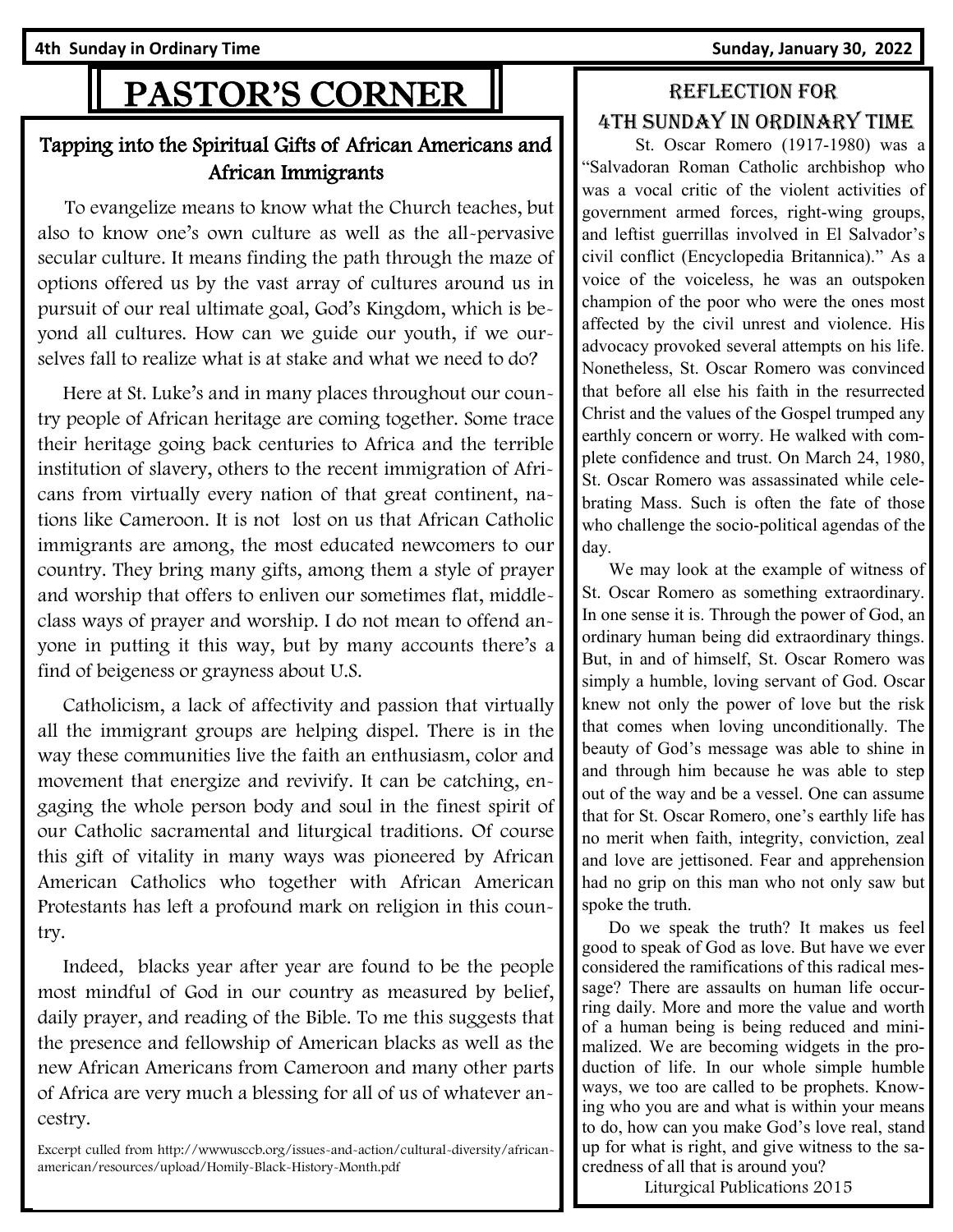# PASTOR'S CORNER

## Tapping into the Spiritual Gifts of African Americans and African Immigrants

To evangelize means to know what the Church teaches, but also to know one's own culture as well as the all-pervasive secular culture. It means finding the path through the maze of options offered us by the vast array of cultures around us in pursuit of our real ultimate goal, God's Kingdom, which is beyond all cultures. How can we guide our youth, if we ourselves fall to realize what is at stake and what we need to do?

Here at St. Luke's and in many places throughout our country people of African heritage are coming together. Some trace their heritage going back centuries to Africa and the terrible institution of slavery, others to the recent immigration of Africans from virtually every nation of that great continent, nations like Cameroon. It is not lost on us that African Catholic immigrants are among, the most educated newcomers to our country. They bring many gifts, among them a style of prayer and worship that offers to enliven our sometimes flat, middle-class ways of prayer and worship. I do not mean to offend anyone in putting it this way, but by many accounts there's a find of beigeness or grayness about U.S.

Catholicism, a lack of affectivity and passion that virtually all the immigrant groups are helping dispel. There is in the way these communities live the faith an enthusiasm, color and movement that energize and revivify. It can be catching, engaging the whole person body and soul in the finest spirit of our Catholic sacramental and liturgical traditions. Of course this gift of vitality in many ways was pioneered by African American Catholics who together with African American Protestants has left a profound mark on religion in this country.

Indeed, blacks year after year are found to be the people most mindful of God in our country as measured by belief, daily prayer, and reading of the Bible. To me this suggests that the presence and fellowship of American blacks as well as the new African Americans from Cameroon and many other parts of Africa are very much a blessing for all of us of whatever ancestry.

Excerpt culled from http://wwwusccb.org/issues-and-action/cultural-diversity/african-american/resources/upload/Homily-Black-History-Month.pdf

## Reflection for 4th Sunday in Ordinary Time

St. Oscar Romero (1917-1980) was a "Salvadoran Roman Catholic archbishop who was a vocal critic of the violent activities of government armed forces, right-wing groups, and leftist guerrillas involved in El Salvador's civil conflict (Encyclopedia Britannica)." As a voice of the voiceless, he was an outspoken champion of the poor who were the ones most affected by the civil unrest and violence. His advocacy provoked several attempts on his life. Nonetheless, St. Oscar Romero was convinced that before all else his faith in the resurrected Christ and the values of the Gospel trumped any earthly concern or worry. He walked with complete confidence and trust. On March 24, 1980, St. Oscar Romero was assassinated while celebrating Mass. Such is often the fate of those who challenge the socio-political agendas of the day.

We may look at the example of witness of St. Oscar Romero as something extraordinary. In one sense it is. Through the power of God, an ordinary human being did extraordinary things. But, in and of himself, St. Oscar Romero was simply a humble, loving servant of God. Oscar knew not only the power of love but the risk that comes when loving unconditionally. The beauty of God's message was able to shine in and through him because he was able to step out of the way and be a vessel. One can assume that for St. Oscar Romero, one's earthly life has no merit when faith, integrity, conviction, zeal and love are jettisoned. Fear and apprehension had no grip on this man who not only saw but spoke the truth.

Do we speak the truth? It makes us feel good to speak of God as love. But have we ever considered the ramifications of this radical message? There are assaults on human life occurring daily. More and more the value and worth of a human being is being reduced and minimalized. We are becoming widgets in the production of life. In our whole simple humble ways, we too are called to be prophets. Knowing who you are and what is within your means to do, how can you make God's love real, stand up for what is right, and give witness to the sacredness of all that is around you?

Liturgical Publications 2015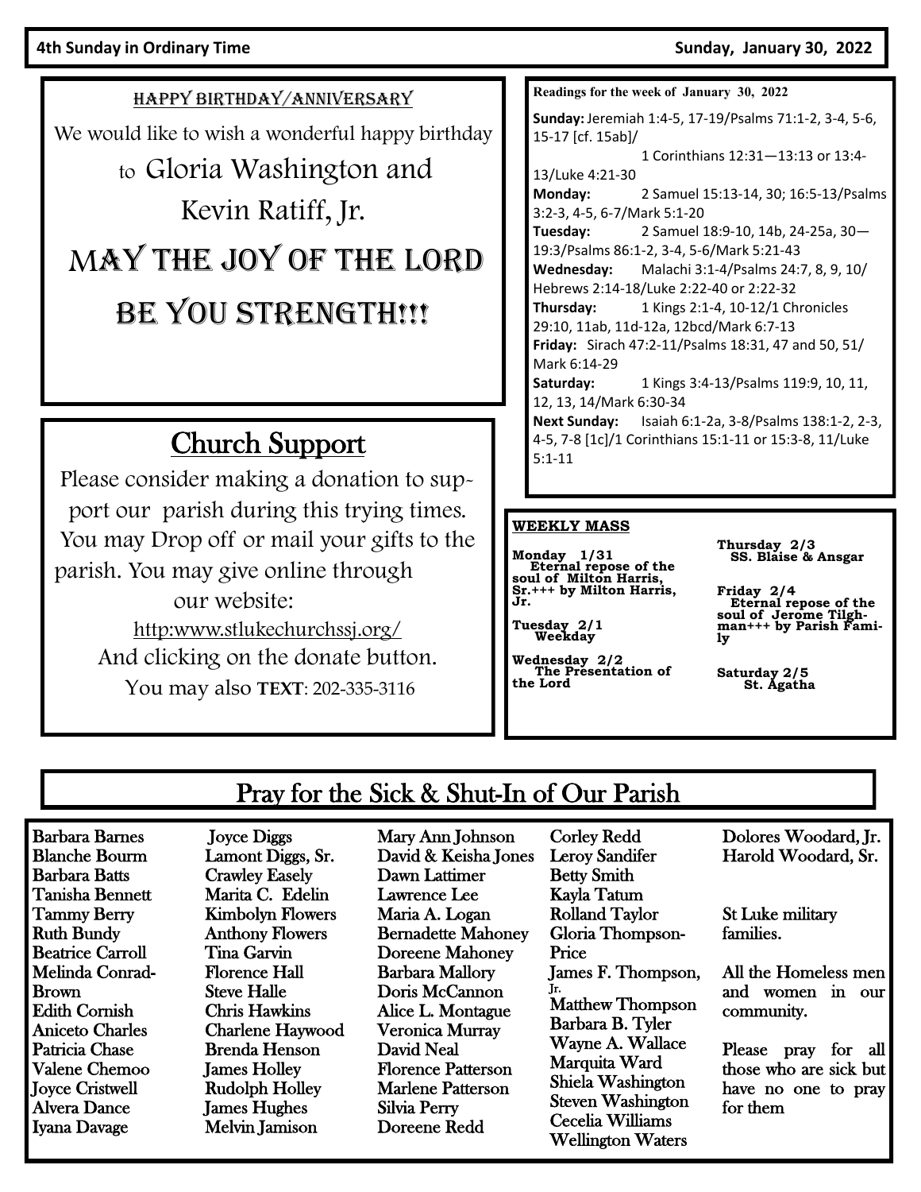4th Sunday in Ordinary Time — Sunday, January 30, 2022

## HAPPY BIRTHDAY/ANNIVERSARY

We would like to wish a wonderful happy birthday to Gloria Washington and Kevin Ratiff, Jr.

MAY THE JOY OF THE LORD BE YOU STRENGTH!!!

## Church Support

Please consider making a donation to support our parish during this trying times. You may Drop off or mail your gifts to the parish. You may give online through our website:

http:www.stlukechurchssj.org/

And clicking on the donate button.

You may also **TEXT**: 202-335-3116

**Readings for the week of January 30, 2022**

**Sunday:** Jeremiah 1:4-5, 17-19/Psalms 71:1-2, 3-4, 5-6, 15-17 [cf. 15ab]/ 1 Corinthians 12:31—13:13 or 13:4-13/Luke 4:21-30

**Monday:** 2 Samuel 15:13-14, 30; 16:5-13/Psalms 3:2-3, 4-5, 6-7/Mark 5:1-20

**Tuesday:** 2 Samuel 18:9-10, 14b, 24-25a, 30—19:3/Psalms 86:1-2, 3-4, 5-6/Mark 5:21-43

**Wednesday:** Malachi 3:1-4/Psalms 24:7, 8, 9, 10/ Hebrews 2:14-18/Luke 2:22-40 or 2:22-32

**Thursday:** 1 Kings 2:1-4, 10-12/1 Chronicles 29:10, 11ab, 11d-12a, 12bcd/Mark 6:7-13

**Friday:** Sirach 47:2-11/Psalms 18:31, 47 and 50, 51/ Mark 6:14-29

**Saturday:** 1 Kings 3:4-13/Psalms 119:9, 10, 11, 12, 13, 14/Mark 6:30-34

**Next Sunday:** Isaiah 6:1-2a, 3-8/Psalms 138:1-2, 2-3, 4-5, 7-8 [1c]/1 Corinthians 15:1-11 or 15:3-8, 11/Luke 5:1-11

**WEEKLY MASS**

**Monday 1/31**
Eternal repose of the soul of Milton Harris, Sr.+++ by Milton Harris, Jr.

**Tuesday 2/1**
Weekday

**Wednesday 2/2**
The Presentation of the Lord

**Thursday 2/3**
SS. Blaise & Ansgar

**Friday 2/4**
Eternal repose of the soul of Jerome Tilghman+++ by Parish Family

**Saturday 2/5**
St. Agatha

## Pray for the Sick & Shut-In of Our Parish

Barbara Barnes
Blanche Bourm
Barbara Batts
Tanisha Bennett
Tammy Berry
Ruth Bundy
Beatrice Carroll
Melinda Conrad-Brown
Edith Cornish
Aniceto Charles
Patricia Chase
Valene Chemoo
Joyce Cristwell
Alvera Dance
Iyana Davage
Joyce Diggs
Lamont Diggs, Sr.
Crawley Easely
Marita C. Edelin
Kimbolyn Flowers
Anthony Flowers
Tina Garvin
Florence Hall
Steve Halle
Chris Hawkins
Charlene Haywood
Brenda Henson
James Holley
Rudolph Holley
James Hughes
Melvin Jamison
Mary Ann Johnson
David & Keisha Jones
Dawn Lattimer
Lawrence Lee
Maria A. Logan
Bernadette Mahoney
Doreene Mahoney
Barbara Mallory
Doris McCannon
Alice L. Montague
Veronica Murray
David Neal
Florence Patterson
Marlene Patterson
Silvia Perry
Doreene Redd
Corley Redd
Leroy Sandifer
Betty Smith
Kayla Tatum
Rolland Taylor
Gloria Thompson-Price
James F. Thompson, Jr.
Matthew Thompson
Barbara B. Tyler
Wayne A. Wallace
Marquita Ward
Shiela Washington
Steven Washington
Cecelia Williams
Wellington Waters
Dolores Woodard, Jr.
Harold Woodard, Sr.

St Luke military families.

All the Homeless men and women in our community.

Please pray for all those who are sick but have no one to pray for them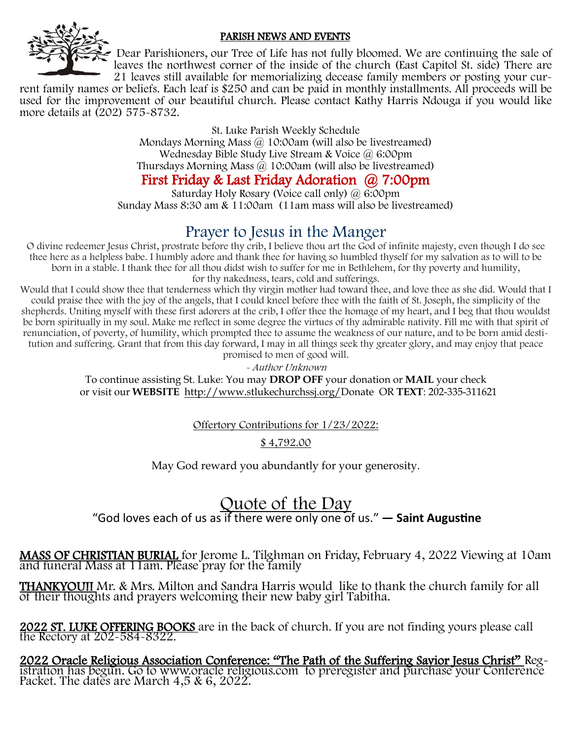## PARISH NEWS AND EVENTS

Dear Parishioners, our Tree of Life has not fully bloomed. We are continuing the sale of leaves the northwest corner of the inside of the church (East Capitol St. side) There are 21 leaves still available for memorializing decease family members or posting your current family names or beliefs. Each leaf is $250 and can be paid in monthly installments. All proceeds will be used for the improvement of our beautiful church. Please contact Kathy Harris Ndouga if you would like more details at (202) 575-8732.

St. Luke Parish Weekly Schedule
Mondays Morning Mass @ 10:00am (will also be livestreamed)
Wednesday Bible Study Live Stream & Voice @ 6:00pm
Thursdays Morning Mass @ 10:00am (will also be livestreamed)

**First Friday & Last Friday Adoration @ 7:00pm**

Saturday Holy Rosary (Voice call only) @ 6:00pm
Sunday Mass 8:30 am & 11:00am (11am mass will also be livestreamed)

# Prayer to Jesus in the Manger

O divine redeemer Jesus Christ, prostrate before thy crib, I believe thou art the God of infinite majesty, even though I do see thee here as a helpless babe. I humbly adore and thank thee for having so humbled thyself for my salvation as to will to be born in a stable. I thank thee for all thou didst wish to suffer for me in Bethlehem, for thy poverty and humility, for thy nakedness, tears, cold and sufferings.

Would that I could show thee that tenderness which thy virgin mother had toward thee, and love thee as she did. Would that I could praise thee with the joy of the angels, that I could kneel before thee with the faith of St. Joseph, the simplicity of the shepherds. Uniting myself with these first adorers at the crib, I offer thee the homage of my heart, and I beg that thou wouldst be born spiritually in my soul. Make me reflect in some degree the virtues of thy admirable nativity. Fill me with that spirit of renunciation, of poverty, of humility, which prompted thee to assume the weakness of our nature, and to be born amid destitution and suffering. Grant that from this day forward, I may in all things seek thy greater glory, and may enjoy that peace promised to men of good will.

*- Author Unknown*

To continue assisting St. Luke: You may **DROP OFF** your donation or **MAIL** your check or visit our **WEBSITE** http://www.stlukechurchssj.org/Donate OR **TEXT**: 202-335-311621

Offertory Contributions for 1/23/2022:

$ 4,792.00

May God reward you abundantly for your generosity.

# Quote of the Day

"God loves each of us as if there were only one of us." **— Saint Augustine**

**MASS OF CHRISTIAN BURIAL** for Jerome L. Tilghman on Friday, February 4, 2022 Viewing at 10am and funeral Mass at 11am. Please pray for the family

**THANKYOU!!** Mr. & Mrs. Milton and Sandra Harris would like to thank the church family for all of their thoughts and prayers welcoming their new baby girl Tabitha.

**2022 ST. LUKE OFFERING BOOKS** are in the back of church. If you are not finding yours please call the Rectory at 202-584-8322.

**2022 Oracle Religious Association Conference: "The Path of the Suffering Savior Jesus Christ"** Registration has begun. Go to www.oracle religious.com to preregister and purchase your Conference Packet. The dates are March 4,5 & 6, 2022.